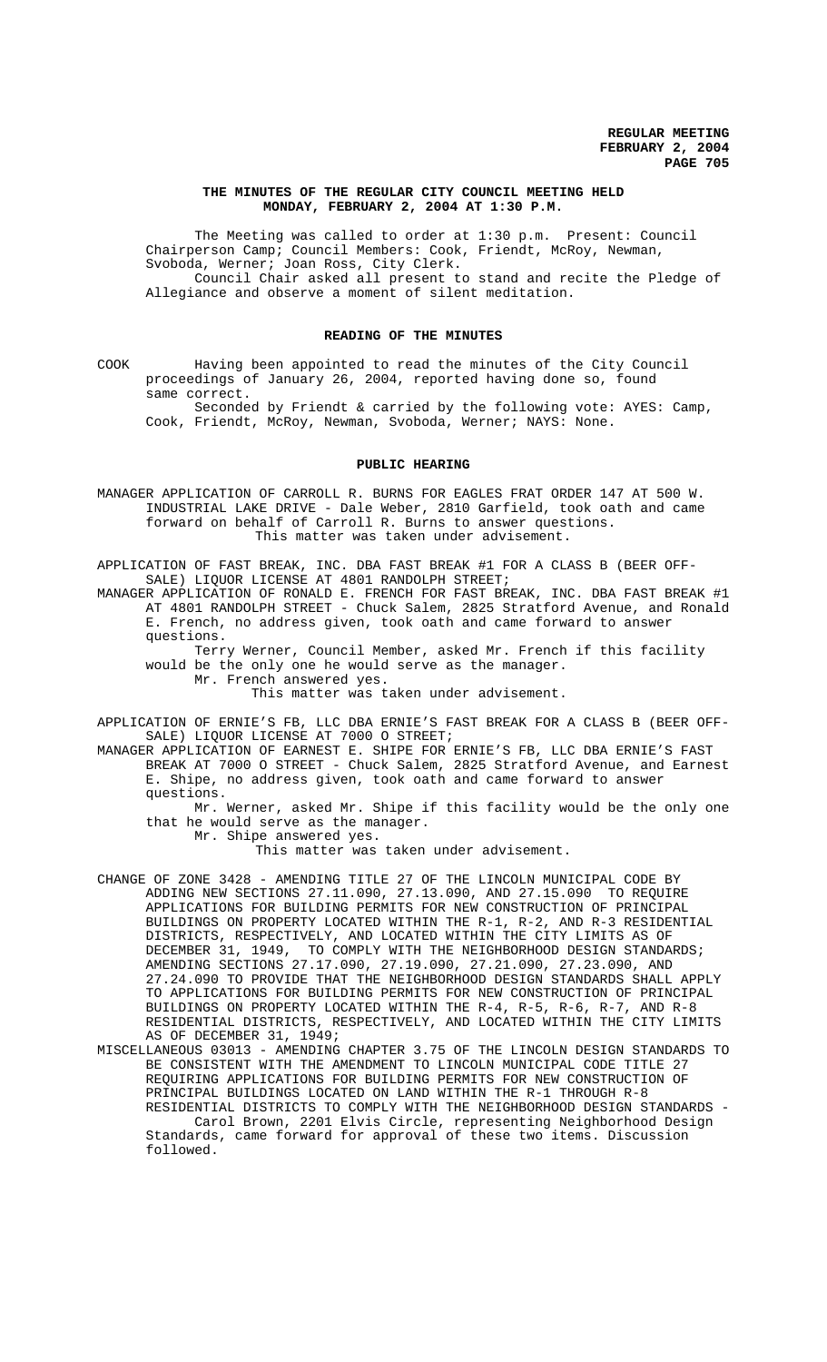**THE MINUTES OF THE REGULAR CITY COUNCIL MEETING HELD MONDAY, FEBRUARY 2, 2004 AT 1:30 P.M.**

The Meeting was called to order at 1:30 p.m. Present: Council Chairperson Camp; Council Members: Cook, Friendt, McRoy, Newman, Svoboda, Werner; Joan Ross, City Clerk.

Council Chair asked all present to stand and recite the Pledge of Allegiance and observe a moment of silent meditation.

**READING OF THE MINUTES**

COOK Having been appointed to read the minutes of the City Council proceedings of January 26, 2004, reported having done so, found same correct.

Seconded by Friendt & carried by the following vote: AYES: Camp, Cook, Friendt, McRoy, Newman, Svoboda, Werner; NAYS: None.

**PUBLIC HEARING**

MANAGER APPLICATION OF CARROLL R. BURNS FOR EAGLES FRAT ORDER 147 AT 500 W. INDUSTRIAL LAKE DRIVE - Dale Weber, 2810 Garfield, took oath and came forward on behalf of Carroll R. Burns to answer questions.

This matter was taken under advisement.

APPLICATION OF FAST BREAK, INC. DBA FAST BREAK #1 FOR A CLASS B (BEER OFF-SALE) LIQUOR LICENSE AT 4801 RANDOLPH STREET;

MANAGER APPLICATION OF RONALD E. FRENCH FOR FAST BREAK, INC. DBA FAST BREAK #1 AT 4801 RANDOLPH STREET - Chuck Salem, 2825 Stratford Avenue, and Ronald E. French, no address given, took oath and came forward to answer questions.

Terry Werner, Council Member, asked Mr. French if this facility would be the only one he would serve as the manager.

Mr. French answered yes.

This matter was taken under advisement.

APPLICATION OF ERNIE'S FB, LLC DBA ERNIE'S FAST BREAK FOR A CLASS B (BEER OFF-SALE) LIQUOR LICENSE AT 7000 O STREET;

MANAGER APPLICATION OF EARNEST E. SHIPE FOR ERNIE'S FB, LLC DBA ERNIE'S FAST BREAK AT 7000 O STREET - Chuck Salem, 2825 Stratford Avenue, and Earnest E. Shipe, no address given, took oath and came forward to answer questions.

Mr. Werner, asked Mr. Shipe if this facility would be the only one that he would serve as the manager.

Mr. Shipe answered yes.

This matter was taken under advisement.

CHANGE OF ZONE 3428 - AMENDING TITLE 27 OF THE LINCOLN MUNICIPAL CODE BY ADDING NEW SECTIONS 27.11.090, 27.13.090, AND 27.15.090 TO REQUIRE APPLICATIONS FOR BUILDING PERMITS FOR NEW CONSTRUCTION OF PRINCIPAL BUILDINGS ON PROPERTY LOCATED WITHIN THE R-1, R-2, AND R-3 RESIDENTIAL DISTRICTS, RESPECTIVELY, AND LOCATED WITHIN THE CITY LIMITS AS OF DECEMBER 31, 1949, TO COMPLY WITH THE NEIGHBORHOOD DESIGN STANDARDS; AMENDING SECTIONS 27.17.090, 27.19.090, 27.21.090, 27.23.090, AND 27.24.090 TO PROVIDE THAT THE NEIGHBORHOOD DESIGN STANDARDS SHALL APPLY TO APPLICATIONS FOR BUILDING PERMITS FOR NEW CONSTRUCTION OF PRINCIPAL BUILDINGS ON PROPERTY LOCATED WITHIN THE R-4, R-5, R-6, R-7, AND R-8 RESIDENTIAL DISTRICTS, RESPECTIVELY, AND LOCATED WITHIN THE CITY LIMITS AS OF DECEMBER 31, 1949;

MISCELLANEOUS 03013 - AMENDING CHAPTER 3.75 OF THE LINCOLN DESIGN STANDARDS TO BE CONSISTENT WITH THE AMENDMENT TO LINCOLN MUNICIPAL CODE TITLE 27 REQUIRING APPLICATIONS FOR BUILDING PERMITS FOR NEW CONSTRUCTION OF PRINCIPAL BUILDINGS LOCATED ON LAND WITHIN THE R-1 THROUGH R-8 RESIDENTIAL DISTRICTS TO COMPLY WITH THE NEIGHBORHOOD DESIGN STANDARDS - Carol Brown, 2201 Elvis Circle, representing Neighborhood Design Standards, came forward for approval of these two items. Discussion followed.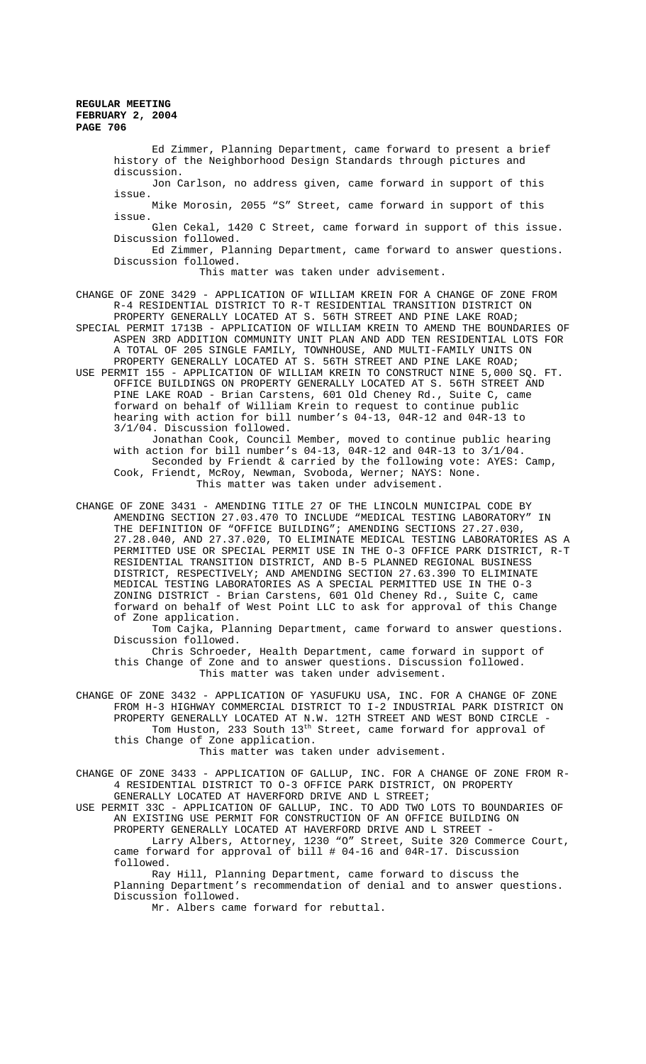Ed Zimmer, Planning Department, came forward to present a brief history of the Neighborhood Design Standards through pictures and discussion.

Jon Carlson, no address given, came forward in support of this issue.

Mike Morosin, 2055 "S" Street, came forward in support of this issue.

Glen Cekal, 1420 C Street, came forward in support of this issue. Discussion followed.

Ed Zimmer, Planning Department, came forward to answer questions. Discussion followed.

This matter was taken under advisement.

CHANGE OF ZONE 3429 - APPLICATION OF WILLIAM KREIN FOR A CHANGE OF ZONE FROM R-4 RESIDENTIAL DISTRICT TO R-T RESIDENTIAL TRANSITION DISTRICT ON PROPERTY GENERALLY LOCATED AT S. 56TH STREET AND PINE LAKE ROAD;

SPECIAL PERMIT 1713B - APPLICATION OF WILLIAM KREIN TO AMEND THE BOUNDARIES OF ASPEN 3RD ADDITION COMMUNITY UNIT PLAN AND ADD TEN RESIDENTIAL LOTS FOR A TOTAL OF 205 SINGLE FAMILY, TOWNHOUSE, AND MULTI-FAMILY UNITS ON PROPERTY GENERALLY LOCATED AT S. 56TH STREET AND PINE LAKE ROAD;

USE PERMIT 155 - APPLICATION OF WILLIAM KREIN TO CONSTRUCT NINE 5,000 SQ. FT. OFFICE BUILDINGS ON PROPERTY GENERALLY LOCATED AT S. 56TH STREET AND PINE LAKE ROAD - Brian Carstens, 601 Old Cheney Rd., Suite C, came forward on behalf of William Krein to request to continue public hearing with action for bill number's 04-13, 04R-12 and 04R-13 to 3/1/04. Discussion followed.

Jonathan Cook, Council Member, moved to continue public hearing with action for bill number's 04-13, 04R-12 and 04R-13 to 3/1/04.

Seconded by Friendt & carried by the following vote: AYES: Camp, Cook, Friendt, McRoy, Newman, Svoboda, Werner; NAYS: None.

This matter was taken under advisement.

CHANGE OF ZONE 3431 - AMENDING TITLE 27 OF THE LINCOLN MUNICIPAL CODE BY AMENDING SECTION 27.03.470 TO INCLUDE "MEDICAL TESTING LABORATORY" IN THE DEFINITION OF "OFFICE BUILDING"; AMENDING SECTIONS 27.27.030, 27.28.040, AND 27.37.020, TO ELIMINATE MEDICAL TESTING LABORATORIES AS A PERMITTED USE OR SPECIAL PERMIT USE IN THE O-3 OFFICE PARK DISTRICT, R-T RESIDENTIAL TRANSITION DISTRICT, AND B-5 PLANNED REGIONAL BUSINESS DISTRICT, RESPECTIVELY; AND AMENDING SECTION 27.63.390 TO ELIMINATE MEDICAL TESTING LABORATORIES AS A SPECIAL PERMITTED USE IN THE O-3 ZONING DISTRICT - Brian Carstens, 601 Old Cheney Rd., Suite C, came forward on behalf of West Point LLC to ask for approval of this Change of Zone application.

Tom Cajka, Planning Department, came forward to answer questions. Discussion followed.

Chris Schroeder, Health Department, came forward in support of this Change of Zone and to answer questions. Discussion followed.

This matter was taken under advisement.

CHANGE OF ZONE 3432 - APPLICATION OF YASUFUKU USA, INC. FOR A CHANGE OF ZONE FROM H-3 HIGHWAY COMMERCIAL DISTRICT TO I-2 INDUSTRIAL PARK DISTRICT ON PROPERTY GENERALLY LOCATED AT N.W. 12TH STREET AND WEST BOND CIRCLE - Tom Huston, 233 South 13th Street, came forward for approval of this Change of Zone application.

This matter was taken under advisement.

CHANGE OF ZONE 3433 - APPLICATION OF GALLUP, INC. FOR A CHANGE OF ZONE FROM R-4 RESIDENTIAL DISTRICT TO O-3 OFFICE PARK DISTRICT, ON PROPERTY GENERALLY LOCATED AT HAVERFORD DRIVE AND L STREET;

USE PERMIT 33C - APPLICATION OF GALLUP, INC. TO ADD TWO LOTS TO BOUNDARIES OF AN EXISTING USE PERMIT FOR CONSTRUCTION OF AN OFFICE BUILDING ON PROPERTY GENERALLY LOCATED AT HAVERFORD DRIVE AND L STREET - Larry Albers, Attorney, 1230 "O" Street, Suite 320 Commerce Court, came forward for approval of bill # 04-16 and 04R-17. Discussion followed.

Ray Hill, Planning Department, came forward to discuss the Planning Department's recommendation of denial and to answer questions. Discussion followed.

Mr. Albers came forward for rebuttal.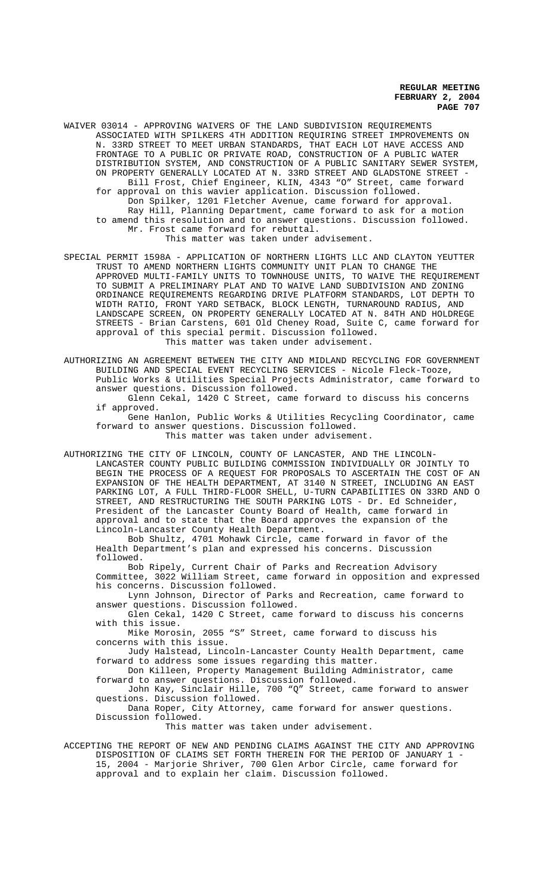WAIVER 03014 - APPROVING WAIVERS OF THE LAND SUBDIVISION REQUIREMENTS ASSOCIATED WITH SPILKERS 4TH ADDITION REQUIRING STREET IMPROVEMENTS ON N. 33RD STREET TO MEET URBAN STANDARDS, THAT EACH LOT HAVE ACCESS AND FRONTAGE TO A PUBLIC OR PRIVATE ROAD, CONSTRUCTION OF A PUBLIC WATER DISTRIBUTION SYSTEM, AND CONSTRUCTION OF A PUBLIC SANITARY SEWER SYSTEM, ON PROPERTY GENERALLY LOCATED AT N. 33RD STREET AND GLADSTONE STREET - Bill Frost, Chief Engineer, KLIN, 4343 "O" Street, came forward for approval on this wavier application. Discussion followed.

Don Spilker, 1201 Fletcher Avenue, came forward for approval.

Ray Hill, Planning Department, came forward to ask for a motion to amend this resolution and to answer questions. Discussion followed.

Mr. Frost came forward for rebuttal.

This matter was taken under advisement.

SPECIAL PERMIT 1598A - APPLICATION OF NORTHERN LIGHTS LLC AND CLAYTON YEUTTER TRUST TO AMEND NORTHERN LIGHTS COMMUNITY UNIT PLAN TO CHANGE THE APPROVED MULTI-FAMILY UNITS TO TOWNHOUSE UNITS, TO WAIVE THE REQUIREMENT TO SUBMIT A PRELIMINARY PLAT AND TO WAIVE LAND SUBDIVISION AND ZONING ORDINANCE REQUIREMENTS REGARDING DRIVE PLATFORM STANDARDS, LOT DEPTH TO WIDTH RATIO, FRONT YARD SETBACK, BLOCK LENGTH, TURNAROUND RADIUS, AND LANDSCAPE SCREEN, ON PROPERTY GENERALLY LOCATED AT N. 84TH AND HOLDREGE STREETS - Brian Carstens, 601 Old Cheney Road, Suite C, came forward for approval of this special permit. Discussion followed.

This matter was taken under advisement.

AUTHORIZING AN AGREEMENT BETWEEN THE CITY AND MIDLAND RECYCLING FOR GOVERNMENT BUILDING AND SPECIAL EVENT RECYCLING SERVICES - Nicole Fleck-Tooze, Public Works & Utilities Special Projects Administrator, came forward to answer questions. Discussion followed.

Glenn Cekal, 1420 C Street, came forward to discuss his concerns if approved.

Gene Hanlon, Public Works & Utilities Recycling Coordinator, came forward to answer questions. Discussion followed.

This matter was taken under advisement.

AUTHORIZING THE CITY OF LINCOLN, COUNTY OF LANCASTER, AND THE LINCOLN-LANCASTER COUNTY PUBLIC BUILDING COMMISSION INDIVIDUALLY OR JOINTLY TO BEGIN THE PROCESS OF A REQUEST FOR PROPOSALS TO ASCERTAIN THE COST OF AN EXPANSION OF THE HEALTH DEPARTMENT, AT 3140 N STREET, INCLUDING AN EAST PARKING LOT, A FULL THIRD-FLOOR SHELL, U-TURN CAPABILITIES ON 33RD AND O STREET, AND RESTRUCTURING THE SOUTH PARKING LOTS - Dr. Ed Schneider, President of the Lancaster County Board of Health, came forward in approval and to state that the Board approves the expansion of the Lincoln-Lancaster County Health Department.

Bob Shultz, 4701 Mohawk Circle, came forward in favor of the Health Department's plan and expressed his concerns. Discussion followed.

Bob Ripely, Current Chair of Parks and Recreation Advisory Committee, 3022 William Street, came forward in opposition and expressed his concerns. Discussion followed.

Lynn Johnson, Director of Parks and Recreation, came forward to answer questions. Discussion followed.

Glen Cekal, 1420 C Street, came forward to discuss his concerns with this issue.

Mike Morosin, 2055 "S" Street, came forward to discuss his concerns with this issue.

Judy Halstead, Lincoln-Lancaster County Health Department, came forward to address some issues regarding this matter.

Don Killeen, Property Management Building Administrator, came forward to answer questions. Discussion followed.

John Kay, Sinclair Hille, 700 "Q" Street, came forward to answer questions. Discussion followed.

Dana Roper, City Attorney, came forward for answer questions. Discussion followed.

This matter was taken under advisement.

ACCEPTING THE REPORT OF NEW AND PENDING CLAIMS AGAINST THE CITY AND APPROVING DISPOSITION OF CLAIMS SET FORTH THEREIN FOR THE PERIOD OF JANUARY 1 - 15, 2004 - Marjorie Shriver, 700 Glen Arbor Circle, came forward for approval and to explain her claim. Discussion followed.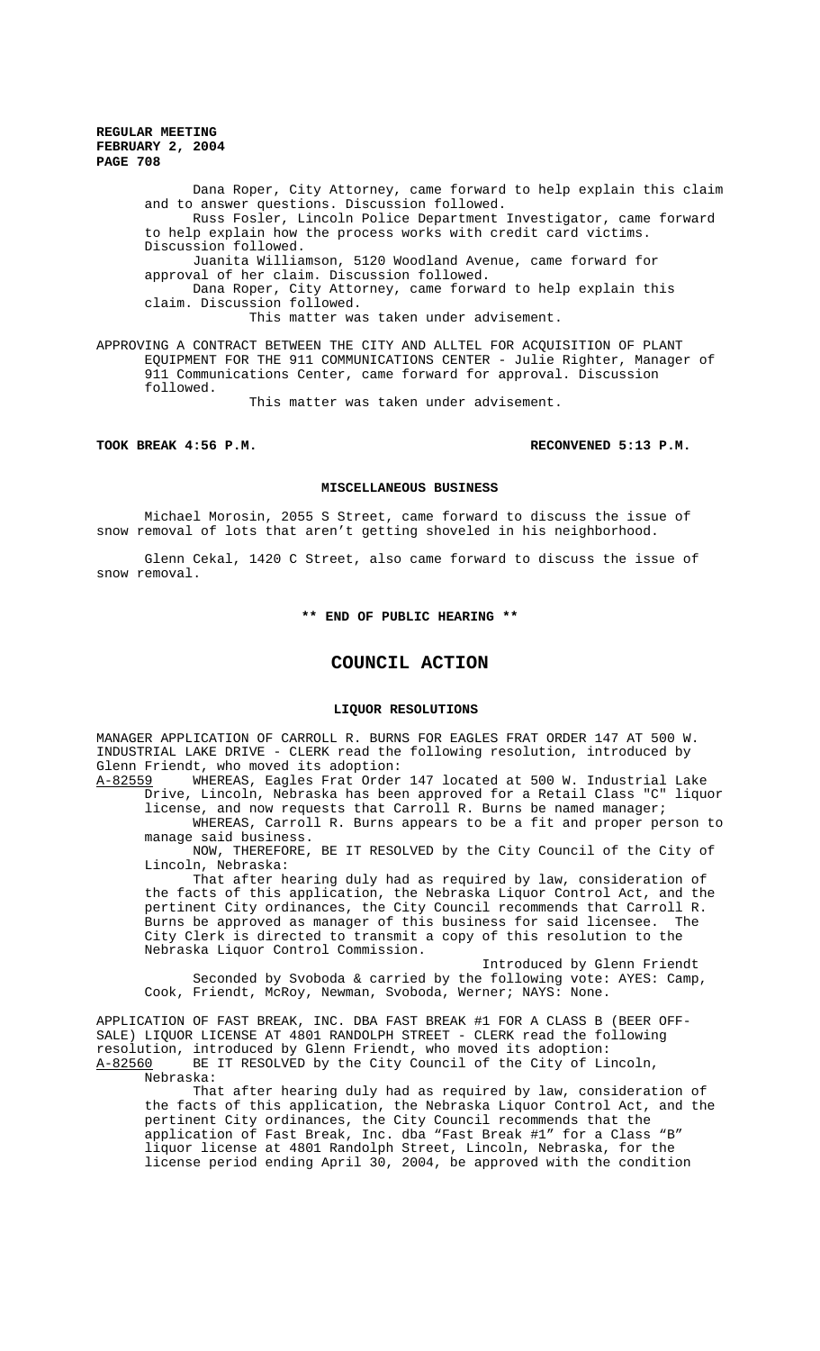Dana Roper, City Attorney, came forward to help explain this claim and to answer questions. Discussion followed.

Russ Fosler, Lincoln Police Department Investigator, came forward to help explain how the process works with credit card victims. Discussion followed.

Juanita Williamson, 5120 Woodland Avenue, came forward for approval of her claim. Discussion followed.

Dana Roper, City Attorney, came forward to help explain this claim. Discussion followed.

This matter was taken under advisement.

APPROVING A CONTRACT BETWEEN THE CITY AND ALLTEL FOR ACQUISITION OF PLANT EQUIPMENT FOR THE 911 COMMUNICATIONS CENTER - Julie Righter, Manager of 911 Communications Center, came forward for approval. Discussion followed.

This matter was taken under advisement.

**TOOK BREAK 4:56 P.M.** **RECONVENED 5:13 P.M.**

## MISCELLANEOUS BUSINESS

Michael Morosin, 2055 S Street, came forward to discuss the issue of snow removal of lots that aren't getting shoveled in his neighborhood.

Glenn Cekal, 1420 C Street, also came forward to discuss the issue of snow removal.

**\*\* END OF PUBLIC HEARING \*\***

# COUNCIL ACTION

## LIQUOR RESOLUTIONS

MANAGER APPLICATION OF CARROLL R. BURNS FOR EAGLES FRAT ORDER 147 AT 500 W. INDUSTRIAL LAKE DRIVE - CLERK read the following resolution, introduced by Glenn Friendt, who moved its adoption:

A-82559 WHEREAS, Eagles Frat Order 147 located at 500 W. Industrial Lake Drive, Lincoln, Nebraska has been approved for a Retail Class "C" liquor license, and now requests that Carroll R. Burns be named manager;

WHEREAS, Carroll R. Burns appears to be a fit and proper person to manage said business.

NOW, THEREFORE, BE IT RESOLVED by the City Council of the City of Lincoln, Nebraska:

That after hearing duly had as required by law, consideration of the facts of this application, the Nebraska Liquor Control Act, and the pertinent City ordinances, the City Council recommends that Carroll R. Burns be approved as manager of this business for said licensee. The City Clerk is directed to transmit a copy of this resolution to the Nebraska Liquor Control Commission.

Introduced by Glenn Friendt

Seconded by Svoboda & carried by the following vote: AYES: Camp, Cook, Friendt, McRoy, Newman, Svoboda, Werner; NAYS: None.

APPLICATION OF FAST BREAK, INC. DBA FAST BREAK #1 FOR A CLASS B (BEER OFF-SALE) LIQUOR LICENSE AT 4801 RANDOLPH STREET - CLERK read the following resolution, introduced by Glenn Friendt, who moved its adoption:

A-82560 BE IT RESOLVED by the City Council of the City of Lincoln, Nebraska:

That after hearing duly had as required by law, consideration of the facts of this application, the Nebraska Liquor Control Act, and the pertinent City ordinances, the City Council recommends that the application of Fast Break, Inc. dba "Fast Break #1" for a Class "B" liquor license at 4801 Randolph Street, Lincoln, Nebraska, for the license period ending April 30, 2004, be approved with the condition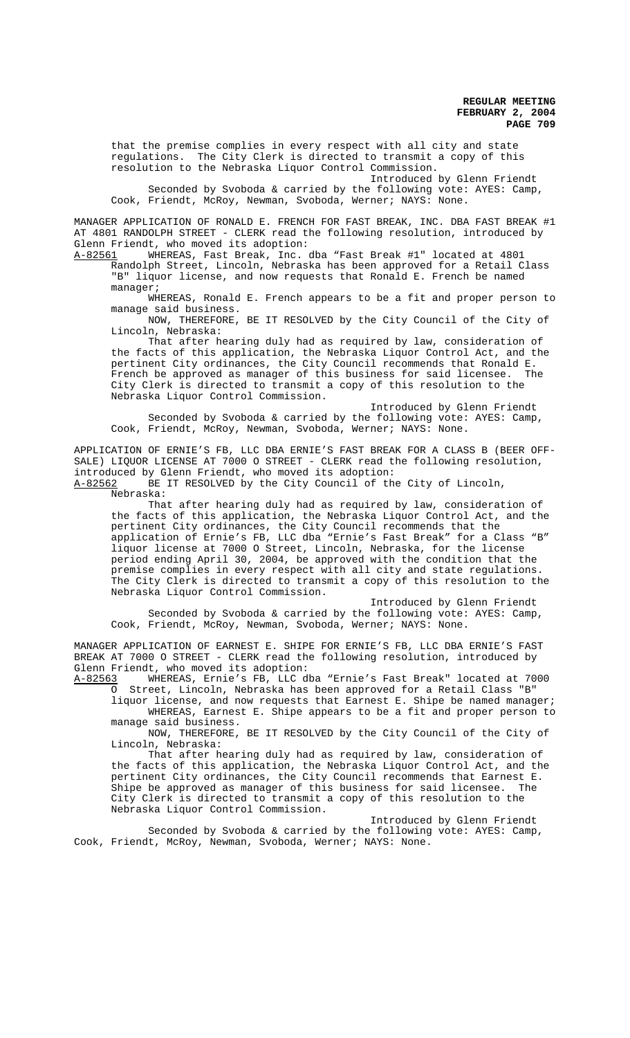that the premise complies in every respect with all city and state regulations. The City Clerk is directed to transmit a copy of this resolution to the Nebraska Liquor Control Commission.

Introduced by Glenn Friendt

Seconded by Svoboda & carried by the following vote: AYES: Camp, Cook, Friendt, McRoy, Newman, Svoboda, Werner; NAYS: None.

MANAGER APPLICATION OF RONALD E. FRENCH FOR FAST BREAK, INC. DBA FAST BREAK #1 AT 4801 RANDOLPH STREET - CLERK read the following resolution, introduced by Glenn Friendt, who moved its adoption:

A-82561 WHEREAS, Fast Break, Inc. dba "Fast Break #1" located at 4801 Randolph Street, Lincoln, Nebraska has been approved for a Retail Class "B" liquor license, and now requests that Ronald E. French be named manager;

WHEREAS, Ronald E. French appears to be a fit and proper person to manage said business.

NOW, THEREFORE, BE IT RESOLVED by the City Council of the City of Lincoln, Nebraska:

That after hearing duly had as required by law, consideration of the facts of this application, the Nebraska Liquor Control Act, and the pertinent City ordinances, the City Council recommends that Ronald E. French be approved as manager of this business for said licensee. The City Clerk is directed to transmit a copy of this resolution to the Nebraska Liquor Control Commission.

Introduced by Glenn Friendt

Seconded by Svoboda & carried by the following vote: AYES: Camp, Cook, Friendt, McRoy, Newman, Svoboda, Werner; NAYS: None.

APPLICATION OF ERNIE'S FB, LLC DBA ERNIE'S FAST BREAK FOR A CLASS B (BEER OFF-SALE) LIQUOR LICENSE AT 7000 O STREET - CLERK read the following resolution, introduced by Glenn Friendt, who moved its adoption:

A-82562 BE IT RESOLVED by the City Council of the City of Lincoln, Nebraska:

That after hearing duly had as required by law, consideration of the facts of this application, the Nebraska Liquor Control Act, and the pertinent City ordinances, the City Council recommends that the application of Ernie's FB, LLC dba "Ernie's Fast Break" for a Class "B" liquor license at 7000 O Street, Lincoln, Nebraska, for the license period ending April 30, 2004, be approved with the condition that the premise complies in every respect with all city and state regulations. The City Clerk is directed to transmit a copy of this resolution to the Nebraska Liquor Control Commission.

Introduced by Glenn Friendt

Seconded by Svoboda & carried by the following vote: AYES: Camp, Cook, Friendt, McRoy, Newman, Svoboda, Werner; NAYS: None.

MANAGER APPLICATION OF EARNEST E. SHIPE FOR ERNIE'S FB, LLC DBA ERNIE'S FAST BREAK AT 7000 O STREET - CLERK read the following resolution, introduced by Glenn Friendt, who moved its adoption:

A-82563 WHEREAS, Ernie's FB, LLC dba "Ernie's Fast Break" located at 7000 O Street, Lincoln, Nebraska has been approved for a Retail Class "B" liquor license, and now requests that Earnest E. Shipe be named manager;

WHEREAS, Earnest E. Shipe appears to be a fit and proper person to manage said business.

NOW, THEREFORE, BE IT RESOLVED by the City Council of the City of Lincoln, Nebraska:

That after hearing duly had as required by law, consideration of the facts of this application, the Nebraska Liquor Control Act, and the pertinent City ordinances, the City Council recommends that Earnest E. Shipe be approved as manager of this business for said licensee. The City Clerk is directed to transmit a copy of this resolution to the Nebraska Liquor Control Commission.

Introduced by Glenn Friendt

Seconded by Svoboda & carried by the following vote: AYES: Camp, Cook, Friendt, McRoy, Newman, Svoboda, Werner; NAYS: None.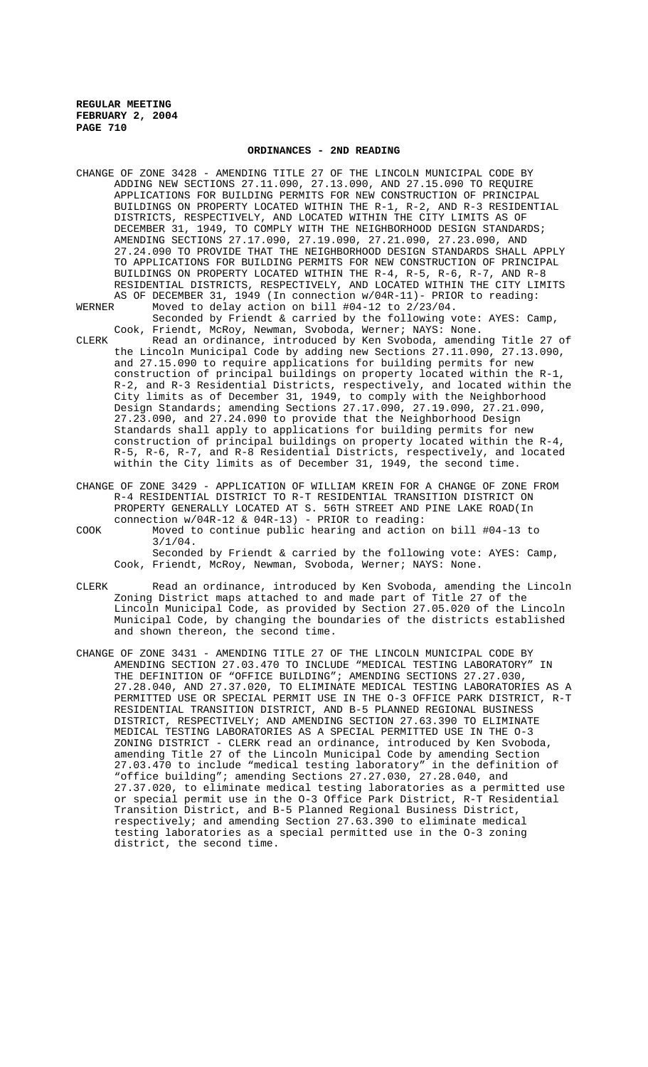## ORDINANCES - 2ND READING

CHANGE OF ZONE 3428 - AMENDING TITLE 27 OF THE LINCOLN MUNICIPAL CODE BY ADDING NEW SECTIONS 27.11.090, 27.13.090, AND 27.15.090 TO REQUIRE APPLICATIONS FOR BUILDING PERMITS FOR NEW CONSTRUCTION OF PRINCIPAL BUILDINGS ON PROPERTY LOCATED WITHIN THE R-1, R-2, AND R-3 RESIDENTIAL DISTRICTS, RESPECTIVELY, AND LOCATED WITHIN THE CITY LIMITS AS OF DECEMBER 31, 1949, TO COMPLY WITH THE NEIGHBORHOOD DESIGN STANDARDS; AMENDING SECTIONS 27.17.090, 27.19.090, 27.21.090, 27.23.090, AND 27.24.090 TO PROVIDE THAT THE NEIGHBORHOOD DESIGN STANDARDS SHALL APPLY TO APPLICATIONS FOR BUILDING PERMITS FOR NEW CONSTRUCTION OF PRINCIPAL BUILDINGS ON PROPERTY LOCATED WITHIN THE R-4, R-5, R-6, R-7, AND R-8 RESIDENTIAL DISTRICTS, RESPECTIVELY, AND LOCATED WITHIN THE CITY LIMITS AS OF DECEMBER 31, 1949 (In connection w/04R-11)- PRIOR to reading:

WERNER Moved to delay action on bill #04-12 to 2/23/04.

Seconded by Friendt & carried by the following vote: AYES: Camp, Cook, Friendt, McRoy, Newman, Svoboda, Werner; NAYS: None.

CLERK Read an ordinance, introduced by Ken Svoboda, amending Title 27 of the Lincoln Municipal Code by adding new Sections 27.11.090, 27.13.090, and 27.15.090 to require applications for building permits for new construction of principal buildings on property located within the R-1, R-2, and R-3 Residential Districts, respectively, and located within the City limits as of December 31, 1949, to comply with the Neighborhood Design Standards; amending Sections 27.17.090, 27.19.090, 27.21.090, 27.23.090, and 27.24.090 to provide that the Neighborhood Design Standards shall apply to applications for building permits for new construction of principal buildings on property located within the R-4, R-5, R-6, R-7, and R-8 Residential Districts, respectively, and located within the City limits as of December 31, 1949, the second time.

CHANGE OF ZONE 3429 - APPLICATION OF WILLIAM KREIN FOR A CHANGE OF ZONE FROM R-4 RESIDENTIAL DISTRICT TO R-T RESIDENTIAL TRANSITION DISTRICT ON PROPERTY GENERALLY LOCATED AT S. 56TH STREET AND PINE LAKE ROAD(In connection w/04R-12 & 04R-13) - PRIOR to reading:

COOK Moved to continue public hearing and action on bill #04-13 to 3/1/04.

Seconded by Friendt & carried by the following vote: AYES: Camp, Cook, Friendt, McRoy, Newman, Svoboda, Werner; NAYS: None.

CLERK Read an ordinance, introduced by Ken Svoboda, amending the Lincoln Zoning District maps attached to and made part of Title 27 of the Lincoln Municipal Code, as provided by Section 27.05.020 of the Lincoln Municipal Code, by changing the boundaries of the districts established and shown thereon, the second time.

CHANGE OF ZONE 3431 - AMENDING TITLE 27 OF THE LINCOLN MUNICIPAL CODE BY AMENDING SECTION 27.03.470 TO INCLUDE "MEDICAL TESTING LABORATORY" IN THE DEFINITION OF "OFFICE BUILDING"; AMENDING SECTIONS 27.27.030, 27.28.040, AND 27.37.020, TO ELIMINATE MEDICAL TESTING LABORATORIES AS A PERMITTED USE OR SPECIAL PERMIT USE IN THE O-3 OFFICE PARK DISTRICT, R-T RESIDENTIAL TRANSITION DISTRICT, AND B-5 PLANNED REGIONAL BUSINESS DISTRICT, RESPECTIVELY; AND AMENDING SECTION 27.63.390 TO ELIMINATE MEDICAL TESTING LABORATORIES AS A SPECIAL PERMITTED USE IN THE O-3 ZONING DISTRICT - CLERK read an ordinance, introduced by Ken Svoboda, amending Title 27 of the Lincoln Municipal Code by amending Section 27.03.470 to include "medical testing laboratory" in the definition of "office building"; amending Sections 27.27.030, 27.28.040, and 27.37.020, to eliminate medical testing laboratories as a permitted use or special permit use in the O-3 Office Park District, R-T Residential Transition District, and B-5 Planned Regional Business District, respectively; and amending Section 27.63.390 to eliminate medical testing laboratories as a special permitted use in the O-3 zoning district, the second time.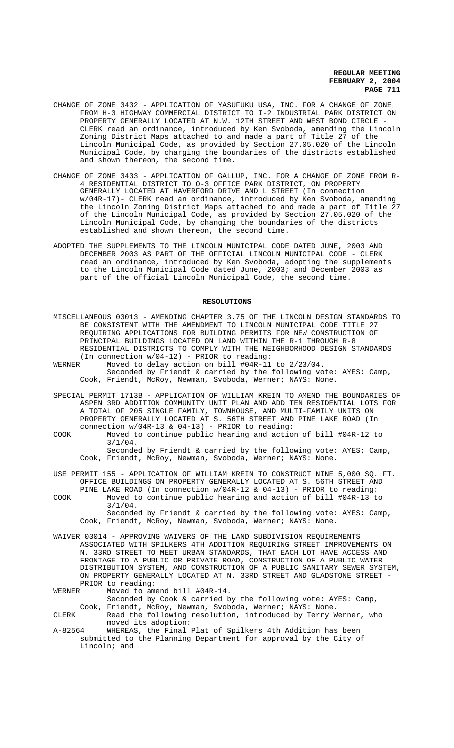CHANGE OF ZONE 3432 - APPLICATION OF YASUFUKU USA, INC. FOR A CHANGE OF ZONE FROM H-3 HIGHWAY COMMERCIAL DISTRICT TO I-2 INDUSTRIAL PARK DISTRICT ON PROPERTY GENERALLY LOCATED AT N.W. 12TH STREET AND WEST BOND CIRCLE - CLERK read an ordinance, introduced by Ken Svoboda, amending the Lincoln Zoning District Maps attached to and made a part of Title 27 of the Lincoln Municipal Code, as provided by Section 27.05.020 of the Lincoln Municipal Code, by charging the boundaries of the districts established and shown thereon, the second time.

CHANGE OF ZONE 3433 - APPLICATION OF GALLUP, INC. FOR A CHANGE OF ZONE FROM R-4 RESIDENTIAL DISTRICT TO O-3 OFFICE PARK DISTRICT, ON PROPERTY GENERALLY LOCATED AT HAVERFORD DRIVE AND L STREET (In connection w/04R-17)- CLERK read an ordinance, introduced by Ken Svoboda, amending the Lincoln Zoning District Maps attached to and made a part of Title 27 of the Lincoln Municipal Code, as provided by Section 27.05.020 of the Lincoln Municipal Code, by changing the boundaries of the districts established and shown thereon, the second time.

ADOPTED THE SUPPLEMENTS TO THE LINCOLN MUNICIPAL CODE DATED JUNE, 2003 AND DECEMBER 2003 AS PART OF THE OFFICIAL LINCOLN MUNICIPAL CODE - CLERK read an ordinance, introduced by Ken Svoboda, adopting the supplements to the Lincoln Municipal Code dated June, 2003; and December 2003 as part of the official Lincoln Municipal Code, the second time.

## RESOLUTIONS

MISCELLANEOUS 03013 - AMENDING CHAPTER 3.75 OF THE LINCOLN DESIGN STANDARDS TO BE CONSISTENT WITH THE AMENDMENT TO LINCOLN MUNICIPAL CODE TITLE 27 REQUIRING APPLICATIONS FOR BUILDING PERMITS FOR NEW CONSTRUCTION OF PRINCIPAL BUILDINGS LOCATED ON LAND WITHIN THE R-1 THROUGH R-8 RESIDENTIAL DISTRICTS TO COMPLY WITH THE NEIGHBORHOOD DESIGN STANDARDS (In connection w/04-12) - PRIOR to reading:

WERNER Moved to delay action on bill #04R-11 to 2/23/04.
Seconded by Friendt & carried by the following vote: AYES: Camp, Cook, Friendt, McRoy, Newman, Svoboda, Werner; NAYS: None.

SPECIAL PERMIT 1713B - APPLICATION OF WILLIAM KREIN TO AMEND THE BOUNDARIES OF ASPEN 3RD ADDITION COMMUNITY UNIT PLAN AND ADD TEN RESIDENTIAL LOTS FOR A TOTAL OF 205 SINGLE FAMILY, TOWNHOUSE, AND MULTI-FAMILY UNITS ON PROPERTY GENERALLY LOCATED AT S. 56TH STREET AND PINE LAKE ROAD (In connection w/04R-13 & 04-13) - PRIOR to reading:

COOK Moved to continue public hearing and action of bill #04R-12 to 3/1/04.
Seconded by Friendt & carried by the following vote: AYES: Camp, Cook, Friendt, McRoy, Newman, Svoboda, Werner; NAYS: None.

USE PERMIT 155 - APPLICATION OF WILLIAM KREIN TO CONSTRUCT NINE 5,000 SQ. FT. OFFICE BUILDINGS ON PROPERTY GENERALLY LOCATED AT S. 56TH STREET AND PINE LAKE ROAD (In connection w/04R-12 & 04-13) - PRIOR to reading:

COOK Moved to continue public hearing and action of bill #04R-13 to 3/1/04.
Seconded by Friendt & carried by the following vote: AYES: Camp, Cook, Friendt, McRoy, Newman, Svoboda, Werner; NAYS: None.

WAIVER 03014 - APPROVING WAIVERS OF THE LAND SUBDIVISION REQUIREMENTS ASSOCIATED WITH SPILKERS 4TH ADDITION REQUIRING STREET IMPROVEMENTS ON N. 33RD STREET TO MEET URBAN STANDARDS, THAT EACH LOT HAVE ACCESS AND FRONTAGE TO A PUBLIC OR PRIVATE ROAD, CONSTRUCTION OF A PUBLIC WATER DISTRIBUTION SYSTEM, AND CONSTRUCTION OF A PUBLIC SANITARY SEWER SYSTEM, ON PROPERTY GENERALLY LOCATED AT N. 33RD STREET AND GLADSTONE STREET - PRIOR to reading:

WERNER Moved to amend bill #04R-14.
Seconded by Cook & carried by the following vote: AYES: Camp, Cook, Friendt, McRoy, Newman, Svoboda, Werner; NAYS: None.

CLERK Read the following resolution, introduced by Terry Werner, who moved its adoption:

A-82564 WHEREAS, the Final Plat of Spilkers 4th Addition has been submitted to the Planning Department for approval by the City of Lincoln; and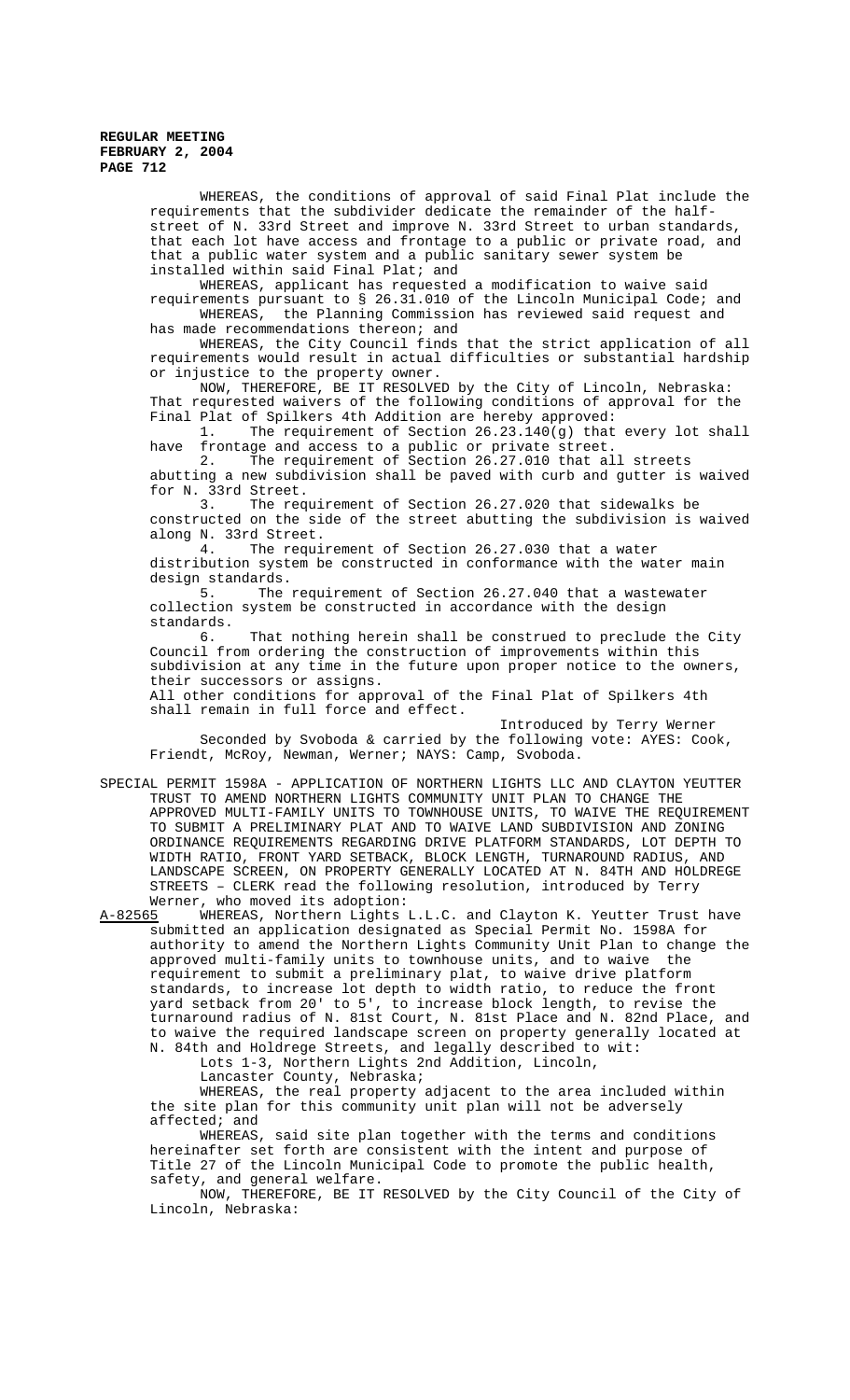WHEREAS, the conditions of approval of said Final Plat include the requirements that the subdivider dedicate the remainder of the half-street of N. 33rd Street and improve N. 33rd Street to urban standards, that each lot have access and frontage to a public or private road, and that a public water system and a public sanitary sewer system be installed within said Final Plat; and

WHEREAS, applicant has requested a modification to waive said requirements pursuant to § 26.31.010 of the Lincoln Municipal Code; and

WHEREAS, the Planning Commission has reviewed said request and has made recommendations thereon; and

WHEREAS, the City Council finds that the strict application of all requirements would result in actual difficulties or substantial hardship or injustice to the property owner.

NOW, THEREFORE, BE IT RESOLVED by the City of Lincoln, Nebraska: That requrested waivers of the following conditions of approval for the Final Plat of Spilkers 4th Addition are hereby approved:

1. The requirement of Section 26.23.140(g) that every lot shall have frontage and access to a public or private street.
2. The requirement of Section 26.27.010 that all streets abutting a new subdivision shall be paved with curb and gutter is waived for N. 33rd Street.
3. The requirement of Section 26.27.020 that sidewalks be constructed on the side of the street abutting the subdivision is waived along N. 33rd Street.
4. The requirement of Section 26.27.030 that a water distribution system be constructed in conformance with the water main design standards.
5. The requirement of Section 26.27.040 that a wastewater collection system be constructed in accordance with the design standards.
6. That nothing herein shall be construed to preclude the City Council from ordering the construction of improvements within this subdivision at any time in the future upon proper notice to the owners, their successors or assigns.

All other conditions for approval of the Final Plat of Spilkers 4th shall remain in full force and effect.

Introduced by Terry Werner

Seconded by Svoboda & carried by the following vote: AYES: Cook, Friendt, McRoy, Newman, Werner; NAYS: Camp, Svoboda.

SPECIAL PERMIT 1598A - APPLICATION OF NORTHERN LIGHTS LLC AND CLAYTON YEUTTER TRUST TO AMEND NORTHERN LIGHTS COMMUNITY UNIT PLAN TO CHANGE THE APPROVED MULTI-FAMILY UNITS TO TOWNHOUSE UNITS, TO WAIVE THE REQUIREMENT TO SUBMIT A PRELIMINARY PLAT AND TO WAIVE LAND SUBDIVISION AND ZONING ORDINANCE REQUIREMENTS REGARDING DRIVE PLATFORM STANDARDS, LOT DEPTH TO WIDTH RATIO, FRONT YARD SETBACK, BLOCK LENGTH, TURNAROUND RADIUS, AND LANDSCAPE SCREEN, ON PROPERTY GENERALLY LOCATED AT N. 84TH AND HOLDREGE STREETS – CLERK read the following resolution, introduced by Terry Werner, who moved its adoption:

A-82565 WHEREAS, Northern Lights L.L.C. and Clayton K. Yeutter Trust have submitted an application designated as Special Permit No. 1598A for authority to amend the Northern Lights Community Unit Plan to change the approved multi-family units to townhouse units, and to waive the requirement to submit a preliminary plat, to waive drive platform standards, to increase lot depth to width ratio, to reduce the front yard setback from 20' to 5', to increase block length, to revise the turnaround radius of N. 81st Court, N. 81st Place and N. 82nd Place, and to waive the required landscape screen on property generally located at N. 84th and Holdrege Streets, and legally described to wit:

Lots 1-3, Northern Lights 2nd Addition, Lincoln, Lancaster County, Nebraska;

WHEREAS, the real property adjacent to the area included within the site plan for this community unit plan will not be adversely affected; and

WHEREAS, said site plan together with the terms and conditions hereinafter set forth are consistent with the intent and purpose of Title 27 of the Lincoln Municipal Code to promote the public health, safety, and general welfare.

NOW, THEREFORE, BE IT RESOLVED by the City Council of the City of Lincoln, Nebraska: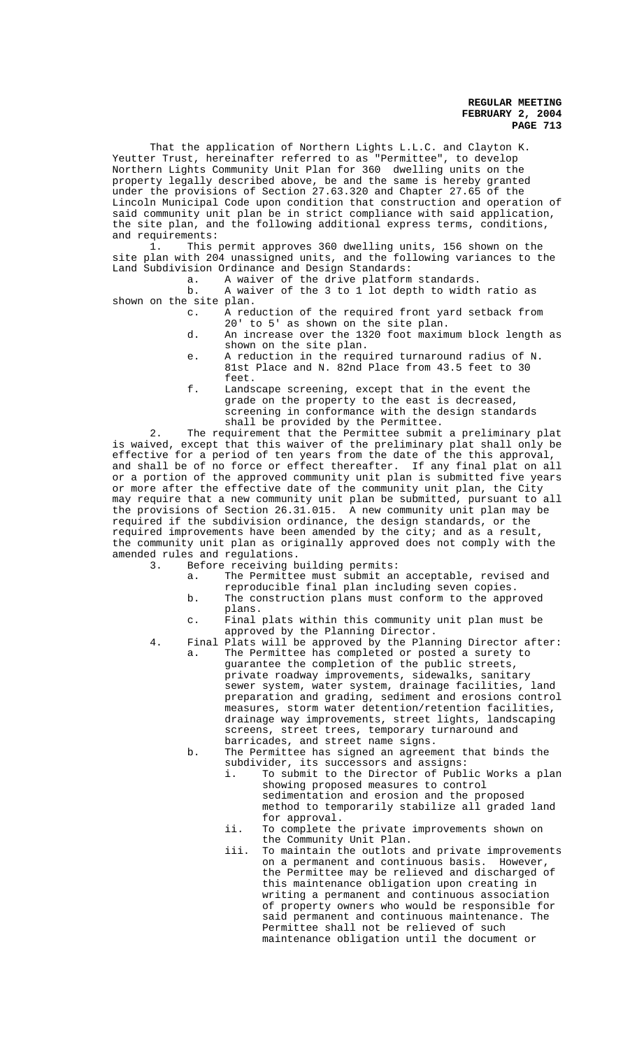That the application of Northern Lights L.L.C. and Clayton K. Yeutter Trust, hereinafter referred to as "Permittee", to develop Northern Lights Community Unit Plan for 360 dwelling units on the property legally described above, be and the same is hereby granted under the provisions of Section 27.63.320 and Chapter 27.65 of the Lincoln Municipal Code upon condition that construction and operation of said community unit plan be in strict compliance with said application, the site plan, and the following additional express terms, conditions, and requirements:

1. This permit approves 360 dwelling units, 156 shown on the site plan with 204 unassigned units, and the following variances to the Land Subdivision Ordinance and Design Standards:
   a. A waiver of the drive platform standards.
   b. A waiver of the 3 to 1 lot depth to width ratio as shown on the site plan.
   c. A reduction of the required front yard setback from 20' to 5' as shown on the site plan.
   d. An increase over the 1320 foot maximum block length as shown on the site plan.
   e. A reduction in the required turnaround radius of N. 81st Place and N. 82nd Place from 43.5 feet to 30 feet.
   f. Landscape screening, except that in the event the grade on the property to the east is decreased, screening in conformance with the design standards shall be provided by the Permittee.

2. The requirement that the Permittee submit a preliminary plat is waived, except that this waiver of the preliminary plat shall only be effective for a period of ten years from the date of the this approval, and shall be of no force or effect thereafter. If any final plat on all or a portion of the approved community unit plan is submitted five years or more after the effective date of the community unit plan, the City may require that a new community unit plan be submitted, pursuant to all the provisions of Section 26.31.015. A new community unit plan may be required if the subdivision ordinance, the design standards, or the required improvements have been amended by the city; and as a result, the community unit plan as originally approved does not comply with the amended rules and regulations.

3. Before receiving building permits:
   a. The Permittee must submit an acceptable, revised and reproducible final plan including seven copies.
   b. The construction plans must conform to the approved plans.
   c. Final plats within this community unit plan must be approved by the Planning Director.

4. Final Plats will be approved by the Planning Director after:
   a. The Permittee has completed or posted a surety to guarantee the completion of the public streets, private roadway improvements, sidewalks, sanitary sewer system, water system, drainage facilities, land preparation and grading, sediment and erosions control measures, storm water detention/retention facilities, drainage way improvements, street lights, landscaping screens, street trees, temporary turnaround and barricades, and street name signs.
   b. The Permittee has signed an agreement that binds the subdivider, its successors and assigns:
      i. To submit to the Director of Public Works a plan showing proposed measures to control sedimentation and erosion and the proposed method to temporarily stabilize all graded land for approval.
      ii. To complete the private improvements shown on the Community Unit Plan.
      iii. To maintain the outlots and private improvements on a permanent and continuous basis. However, the Permittee may be relieved and discharged of this maintenance obligation upon creating in writing a permanent and continuous association of property owners who would be responsible for said permanent and continuous maintenance. The Permittee shall not be relieved of such maintenance obligation until the document or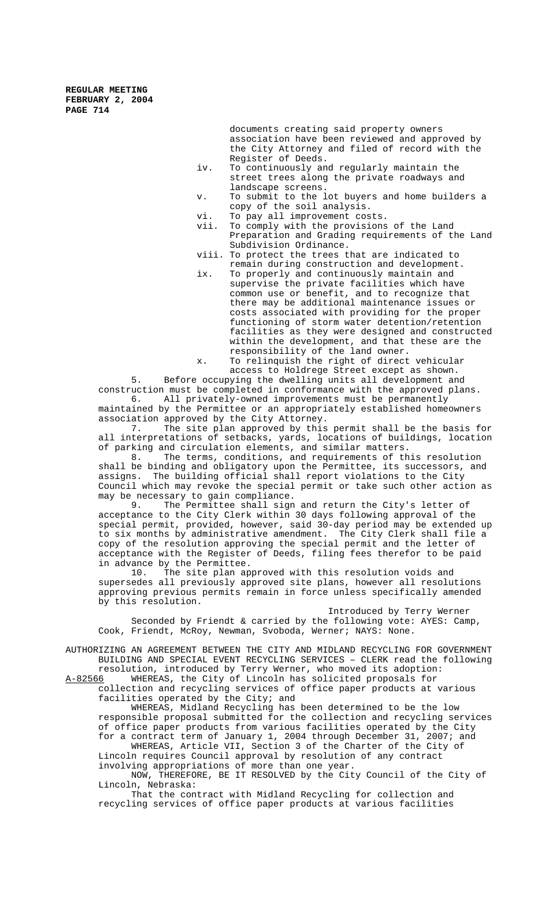documents creating said property owners association have been reviewed and approved by the City Attorney and filed of record with the Register of Deeds.

iv. To continuously and regularly maintain the street trees along the private roadways and landscape screens.

v. To submit to the lot buyers and home builders a copy of the soil analysis.

vi. To pay all improvement costs.

vii. To comply with the provisions of the Land Preparation and Grading requirements of the Land Subdivision Ordinance.

viii. To protect the trees that are indicated to remain during construction and development.

ix. To properly and continuously maintain and supervise the private facilities which have common use or benefit, and to recognize that there may be additional maintenance issues or costs associated with providing for the proper functioning of storm water detention/retention facilities as they were designed and constructed within the development, and that these are the responsibility of the land owner.

x. To relinquish the right of direct vehicular access to Holdrege Street except as shown.

5. Before occupying the dwelling units all development and construction must be completed in conformance with the approved plans.

6. All privately-owned improvements must be permanently maintained by the Permittee or an appropriately established homeowners association approved by the City Attorney.

7. The site plan approved by this permit shall be the basis for all interpretations of setbacks, yards, locations of buildings, location of parking and circulation elements, and similar matters.

8. The terms, conditions, and requirements of this resolution shall be binding and obligatory upon the Permittee, its successors, and assigns. The building official shall report violations to the City Council which may revoke the special permit or take such other action as may be necessary to gain compliance.

9. The Permittee shall sign and return the City's letter of acceptance to the City Clerk within 30 days following approval of the special permit, provided, however, said 30-day period may be extended up to six months by administrative amendment. The City Clerk shall file a copy of the resolution approving the special permit and the letter of acceptance with the Register of Deeds, filing fees therefor to be paid in advance by the Permittee.

10. The site plan approved with this resolution voids and supersedes all previously approved site plans, however all resolutions approving previous permits remain in force unless specifically amended by this resolution.

Introduced by Terry Werner

Seconded by Friendt & carried by the following vote: AYES: Camp, Cook, Friendt, McRoy, Newman, Svoboda, Werner; NAYS: None.

AUTHORIZING AN AGREEMENT BETWEEN THE CITY AND MIDLAND RECYCLING FOR GOVERNMENT BUILDING AND SPECIAL EVENT RECYCLING SERVICES – CLERK read the following resolution, introduced by Terry Werner, who moved its adoption:

A-82566 WHEREAS, the City of Lincoln has solicited proposals for collection and recycling services of office paper products at various facilities operated by the City; and

WHEREAS, Midland Recycling has been determined to be the low responsible proposal submitted for the collection and recycling services of office paper products from various facilities operated by the City for a contract term of January 1, 2004 through December 31, 2007; and

WHEREAS, Article VII, Section 3 of the Charter of the City of Lincoln requires Council approval by resolution of any contract involving appropriations of more than one year.

NOW, THEREFORE, BE IT RESOLVED by the City Council of the City of Lincoln, Nebraska:

That the contract with Midland Recycling for collection and recycling services of office paper products at various facilities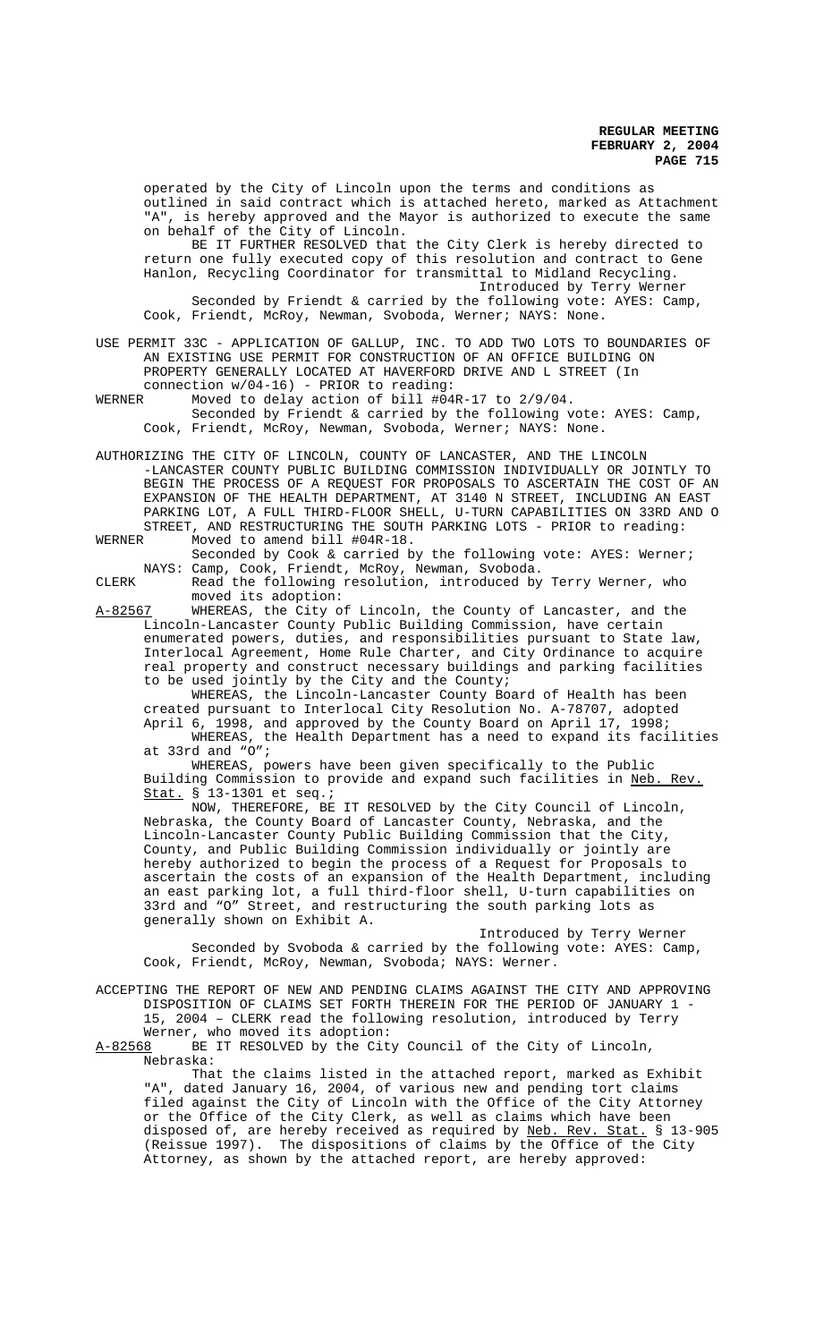operated by the City of Lincoln upon the terms and conditions as outlined in said contract which is attached hereto, marked as Attachment "A", is hereby approved and the Mayor is authorized to execute the same on behalf of the City of Lincoln.

BE IT FURTHER RESOLVED that the City Clerk is hereby directed to return one fully executed copy of this resolution and contract to Gene Hanlon, Recycling Coordinator for transmittal to Midland Recycling.

Introduced by Terry Werner

Seconded by Friendt & carried by the following vote: AYES: Camp, Cook, Friendt, McRoy, Newman, Svoboda, Werner; NAYS: None.

USE PERMIT 33C - APPLICATION OF GALLUP, INC. TO ADD TWO LOTS TO BOUNDARIES OF AN EXISTING USE PERMIT FOR CONSTRUCTION OF AN OFFICE BUILDING ON PROPERTY GENERALLY LOCATED AT HAVERFORD DRIVE AND L STREET (In connection w/04-16) - PRIOR to reading:

WERNER Moved to delay action of bill #04R-17 to 2/9/04.

Seconded by Friendt & carried by the following vote: AYES: Camp, Cook, Friendt, McRoy, Newman, Svoboda, Werner; NAYS: None.

AUTHORIZING THE CITY OF LINCOLN, COUNTY OF LANCASTER, AND THE LINCOLN -LANCASTER COUNTY PUBLIC BUILDING COMMISSION INDIVIDUALLY OR JOINTLY TO BEGIN THE PROCESS OF A REQUEST FOR PROPOSALS TO ASCERTAIN THE COST OF AN EXPANSION OF THE HEALTH DEPARTMENT, AT 3140 N STREET, INCLUDING AN EAST PARKING LOT, A FULL THIRD-FLOOR SHELL, U-TURN CAPABILITIES ON 33RD AND O STREET, AND RESTRUCTURING THE SOUTH PARKING LOTS - PRIOR to reading:

WERNER Moved to amend bill #04R-18.

Seconded by Cook & carried by the following vote: AYES: Werner; NAYS: Camp, Cook, Friendt, McRoy, Newman, Svoboda.

CLERK Read the following resolution, introduced by Terry Werner, who moved its adoption:

A-82567 WHEREAS, the City of Lincoln, the County of Lancaster, and the Lincoln-Lancaster County Public Building Commission, have certain enumerated powers, duties, and responsibilities pursuant to State law, Interlocal Agreement, Home Rule Charter, and City Ordinance to acquire real property and construct necessary buildings and parking facilities to be used jointly by the City and the County;

WHEREAS, the Lincoln-Lancaster County Board of Health has been created pursuant to Interlocal City Resolution No. A-78707, adopted April 6, 1998, and approved by the County Board on April 17, 1998;

WHEREAS, the Health Department has a need to expand its facilities at 33rd and "O";

WHEREAS, powers have been given specifically to the Public Building Commission to provide and expand such facilities in Neb. Rev. Stat. § 13-1301 et seq.;

NOW, THEREFORE, BE IT RESOLVED by the City Council of Lincoln, Nebraska, the County Board of Lancaster County, Nebraska, and the Lincoln-Lancaster County Public Building Commission that the City, County, and Public Building Commission individually or jointly are hereby authorized to begin the process of a Request for Proposals to ascertain the costs of an expansion of the Health Department, including an east parking lot, a full third-floor shell, U-turn capabilities on 33rd and "O" Street, and restructuring the south parking lots as generally shown on Exhibit A.

Introduced by Terry Werner

Seconded by Svoboda & carried by the following vote: AYES: Camp, Cook, Friendt, McRoy, Newman, Svoboda; NAYS: Werner.

ACCEPTING THE REPORT OF NEW AND PENDING CLAIMS AGAINST THE CITY AND APPROVING DISPOSITION OF CLAIMS SET FORTH THEREIN FOR THE PERIOD OF JANUARY 1 - 15, 2004 – CLERK read the following resolution, introduced by Terry Werner, who moved its adoption:

A-82568 BE IT RESOLVED by the City Council of the City of Lincoln, Nebraska:

That the claims listed in the attached report, marked as Exhibit "A", dated January 16, 2004, of various new and pending tort claims filed against the City of Lincoln with the Office of the City Attorney or the Office of the City Clerk, as well as claims which have been disposed of, are hereby received as required by Neb. Rev. Stat. § 13-905 (Reissue 1997). The dispositions of claims by the Office of the City Attorney, as shown by the attached report, are hereby approved: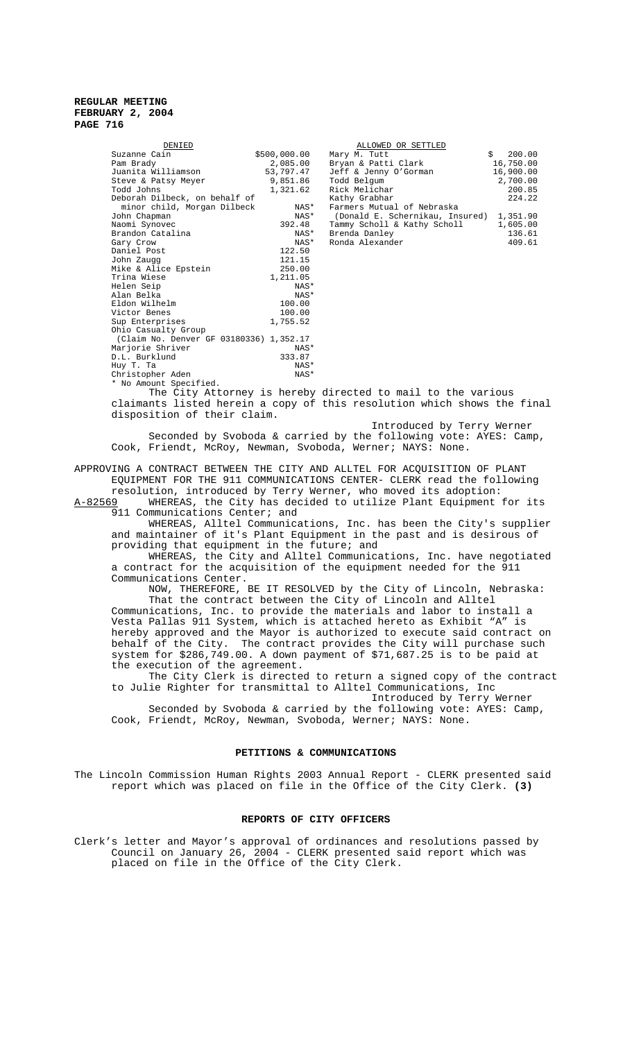| DENIED | | ALLOWED OR SETTLED | |
|---|---|---|---|
| Suzanne Cain | $500,000.00 | Mary M. Tutt | $ 200.00 |
| Pam Brady | 2,085.00 | Bryan & Patti Clark | 16,750.00 |
| Juanita Williamson | 53,797.47 | Jeff & Jenny O'Gorman | 16,900.00 |
| Steve & Patsy Meyer | 9,851.86 | Todd Belgum | 2,700.00 |
| Todd Johns | 1,321.62 | Rick Melichar | 200.85 |
| Deborah Dilbeck, on behalf of minor child, Morgan Dilbeck | NAS* | Kathy Grabhar | 224.22 |
| John Chapman | NAS* | Farmers Mutual of Nebraska (Donald E. Schernikau, Insured) | 1,351.90 |
| Naomi Synovec | 392.48 | Tammy Scholl & Kathy Scholl | 1,605.00 |
| Brandon Catalina | NAS* | Brenda Danley | 136.61 |
| Gary Crow | NAS* | Ronda Alexander | 409.61 |
| Daniel Post | 122.50 | | |
| John Zaugg | 121.15 | | |
| Mike & Alice Epstein | 250.00 | | |
| Trina Wiese | 1,211.05 | | |
| Helen Seip | NAS* | | |
| Alan Belka | NAS* | | |
| Eldon Wilhelm | 100.00 | | |
| Victor Benes | 100.00 | | |
| Sup Enterprises | 1,755.52 | | |
| Ohio Casualty Group (Claim No. Denver GF 03180336) | 1,352.17 | | |
| Marjorie Shriver | NAS* | | |
| D.L. Burklund | 333.87 | | |
| Huy T. Ta | NAS* | | |
| Christopher Aden | NAS* | | |

* No Amount Specified.

The City Attorney is hereby directed to mail to the various claimants listed herein a copy of this resolution which shows the final disposition of their claim.

Introduced by Terry Werner

Seconded by Svoboda & carried by the following vote: AYES: Camp, Cook, Friendt, McRoy, Newman, Svoboda, Werner; NAYS: None.

APPROVING A CONTRACT BETWEEN THE CITY AND ALLTEL FOR ACQUISITION OF PLANT EQUIPMENT FOR THE 911 COMMUNICATIONS CENTER- CLERK read the following resolution, introduced by Terry Werner, who moved its adoption:

A-82569 WHEREAS, the City has decided to utilize Plant Equipment for its 911 Communications Center; and

WHEREAS, Alltel Communications, Inc. has been the City's supplier and maintainer of it's Plant Equipment in the past and is desirous of providing that equipment in the future; and

WHEREAS, the City and Alltel Communications, Inc. have negotiated a contract for the acquisition of the equipment needed for the 911 Communications Center.

NOW, THEREFORE, BE IT RESOLVED by the City of Lincoln, Nebraska:

That the contract between the City of Lincoln and Alltel Communications, Inc. to provide the materials and labor to install a Vesta Pallas 911 System, which is attached hereto as Exhibit "A" is hereby approved and the Mayor is authorized to execute said contract on behalf of the City. The contract provides the City will purchase such system for $286,749.00. A down payment of $71,687.25 is to be paid at the execution of the agreement.

The City Clerk is directed to return a signed copy of the contract to Julie Righter for transmittal to Alltel Communications, Inc

Introduced by Terry Werner

Seconded by Svoboda & carried by the following vote: AYES: Camp, Cook, Friendt, McRoy, Newman, Svoboda, Werner; NAYS: None.

## PETITIONS & COMMUNICATIONS

The Lincoln Commission Human Rights 2003 Annual Report - CLERK presented said report which was placed on file in the Office of the City Clerk. **(3)**

## REPORTS OF CITY OFFICERS

Clerk's letter and Mayor's approval of ordinances and resolutions passed by Council on January 26, 2004 - CLERK presented said report which was placed on file in the Office of the City Clerk.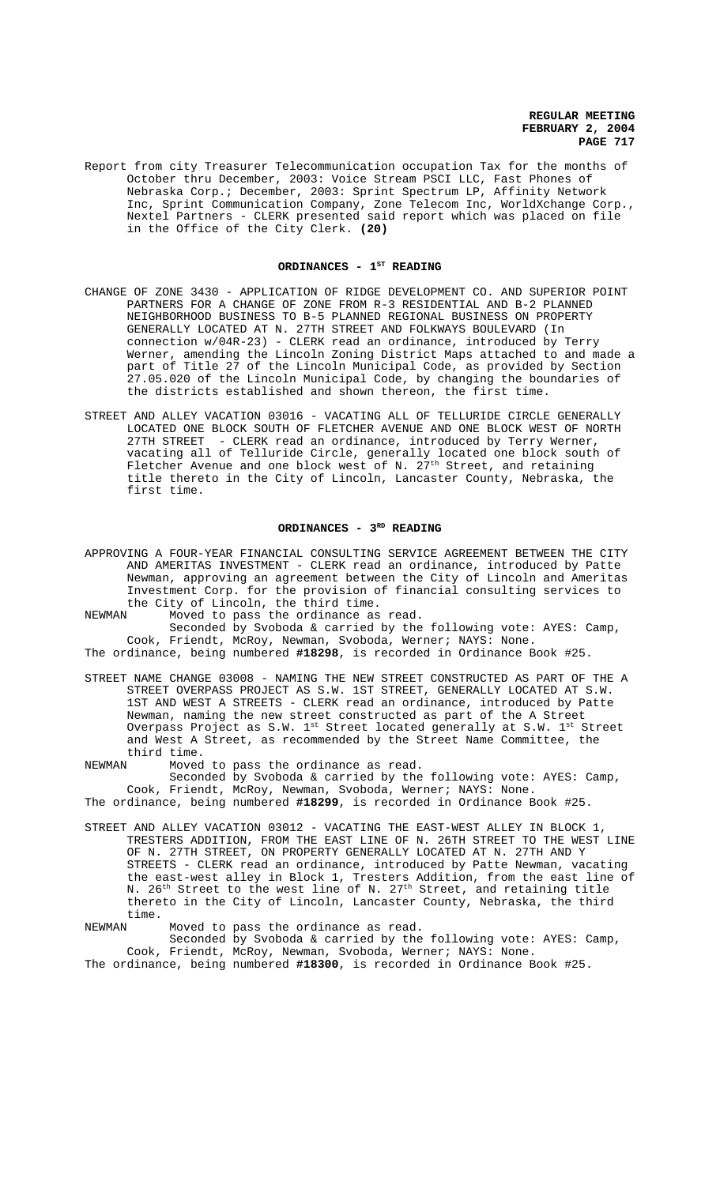Report from city Treasurer Telecommunication occupation Tax for the months of October thru December, 2003: Voice Stream PSCI LLC, Fast Phones of Nebraska Corp.; December, 2003: Sprint Spectrum LP, Affinity Network Inc, Sprint Communication Company, Zone Telecom Inc, WorldXchange Corp., Nextel Partners - CLERK presented said report which was placed on file in the Office of the City Clerk. **(20)**

## ORDINANCES - 1ST READING

CHANGE OF ZONE 3430 - APPLICATION OF RIDGE DEVELOPMENT CO. AND SUPERIOR POINT PARTNERS FOR A CHANGE OF ZONE FROM R-3 RESIDENTIAL AND B-2 PLANNED NEIGHBORHOOD BUSINESS TO B-5 PLANNED REGIONAL BUSINESS ON PROPERTY GENERALLY LOCATED AT N. 27TH STREET AND FOLKWAYS BOULEVARD (In connection w/04R-23) - CLERK read an ordinance, introduced by Terry Werner, amending the Lincoln Zoning District Maps attached to and made a part of Title 27 of the Lincoln Municipal Code, as provided by Section 27.05.020 of the Lincoln Municipal Code, by changing the boundaries of the districts established and shown thereon, the first time.

STREET AND ALLEY VACATION 03016 - VACATING ALL OF TELLURIDE CIRCLE GENERALLY LOCATED ONE BLOCK SOUTH OF FLETCHER AVENUE AND ONE BLOCK WEST OF NORTH 27TH STREET - CLERK read an ordinance, introduced by Terry Werner, vacating all of Telluride Circle, generally located one block south of Fletcher Avenue and one block west of N. 27th Street, and retaining title thereto in the City of Lincoln, Lancaster County, Nebraska, the first time.

## ORDINANCES - 3RD READING

APPROVING A FOUR-YEAR FINANCIAL CONSULTING SERVICE AGREEMENT BETWEEN THE CITY AND AMERITAS INVESTMENT - CLERK read an ordinance, introduced by Patte Newman, approving an agreement between the City of Lincoln and Ameritas Investment Corp. for the provision of financial consulting services to the City of Lincoln, the third time.

NEWMAN Moved to pass the ordinance as read.

Seconded by Svoboda & carried by the following vote: AYES: Camp, Cook, Friendt, McRoy, Newman, Svoboda, Werner; NAYS: None.

The ordinance, being numbered **#18298**, is recorded in Ordinance Book #25.

STREET NAME CHANGE 03008 - NAMING THE NEW STREET CONSTRUCTED AS PART OF THE A STREET OVERPASS PROJECT AS S.W. 1ST STREET, GENERALLY LOCATED AT S.W. 1ST AND WEST A STREETS - CLERK read an ordinance, introduced by Patte Newman, naming the new street constructed as part of the A Street Overpass Project as S.W. 1st Street located generally at S.W. 1st Street and West A Street, as recommended by the Street Name Committee, the third time.

NEWMAN Moved to pass the ordinance as read.

Seconded by Svoboda & carried by the following vote: AYES: Camp, Cook, Friendt, McRoy, Newman, Svoboda, Werner; NAYS: None.

The ordinance, being numbered **#18299**, is recorded in Ordinance Book #25.

STREET AND ALLEY VACATION 03012 - VACATING THE EAST-WEST ALLEY IN BLOCK 1, TRESTERS ADDITION, FROM THE EAST LINE OF N. 26TH STREET TO THE WEST LINE OF N. 27TH STREET, ON PROPERTY GENERALLY LOCATED AT N. 27TH AND Y STREETS - CLERK read an ordinance, introduced by Patte Newman, vacating the east-west alley in Block 1, Tresters Addition, from the east line of N. 26th Street to the west line of N. 27th Street, and retaining title thereto in the City of Lincoln, Lancaster County, Nebraska, the third time.

NEWMAN Moved to pass the ordinance as read.

Seconded by Svoboda & carried by the following vote: AYES: Camp, Cook, Friendt, McRoy, Newman, Svoboda, Werner; NAYS: None.

The ordinance, being numbered **#18300**, is recorded in Ordinance Book #25.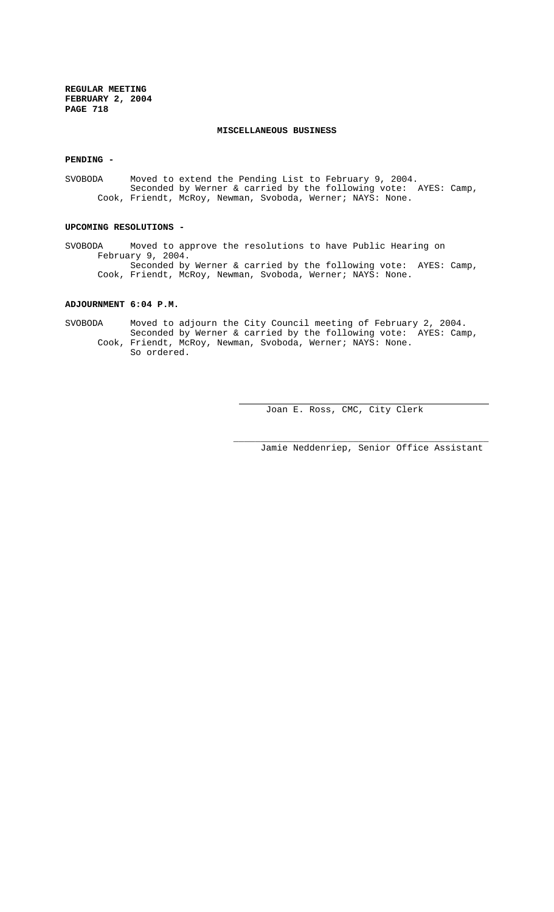## MISCELLANEOUS BUSINESS

**PENDING -**

SVOBODA Moved to extend the Pending List to February 9, 2004.
Seconded by Werner & carried by the following vote: AYES: Camp, Cook, Friendt, McRoy, Newman, Svoboda, Werner; NAYS: None.

**UPCOMING RESOLUTIONS -**

SVOBODA Moved to approve the resolutions to have Public Hearing on February 9, 2004.
Seconded by Werner & carried by the following vote: AYES: Camp, Cook, Friendt, McRoy, Newman, Svoboda, Werner; NAYS: None.

**ADJOURNMENT 6:04 P.M.**

SVOBODA Moved to adjourn the City Council meeting of February 2, 2004.
Seconded by Werner & carried by the following vote: AYES: Camp, Cook, Friendt, McRoy, Newman, Svoboda, Werner; NAYS: None.
So ordered.

Joan E. Ross, CMC, City Clerk

Jamie Neddenriep, Senior Office Assistant